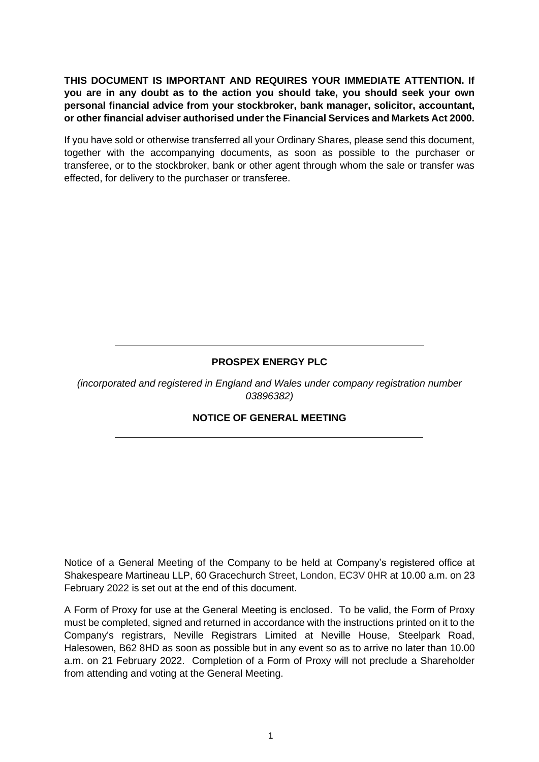**THIS DOCUMENT IS IMPORTANT AND REQUIRES YOUR IMMEDIATE ATTENTION. If you are in any doubt as to the action you should take, you should seek your own personal financial advice from your stockbroker, bank manager, solicitor, accountant, or other financial adviser authorised under the Financial Services and Markets Act 2000.**

If you have sold or otherwise transferred all your Ordinary Shares, please send this document, together with the accompanying documents, as soon as possible to the purchaser or transferee, or to the stockbroker, bank or other agent through whom the sale or transfer was effected, for delivery to the purchaser or transferee.

---

**PROSPEX ENERGY PLC**

*(incorporated and registered in England and Wales under company registration number 03896382)*

**NOTICE OF GENERAL MEETING**

---

Notice of a General Meeting of the Company to be held at Company's registered office at Shakespeare Martineau LLP, 60 Gracechurch Street, London, EC3V 0HR at 10.00 a.m. on 23 February 2022 is set out at the end of this document.

A Form of Proxy for use at the General Meeting is enclosed. To be valid, the Form of Proxy must be completed, signed and returned in accordance with the instructions printed on it to the Company's registrars, Neville Registrars Limited at Neville House, Steelpark Road, Halesowen, B62 8HD as soon as possible but in any event so as to arrive no later than 10.00 a.m. on 21 February 2022. Completion of a Form of Proxy will not preclude a Shareholder from attending and voting at the General Meeting.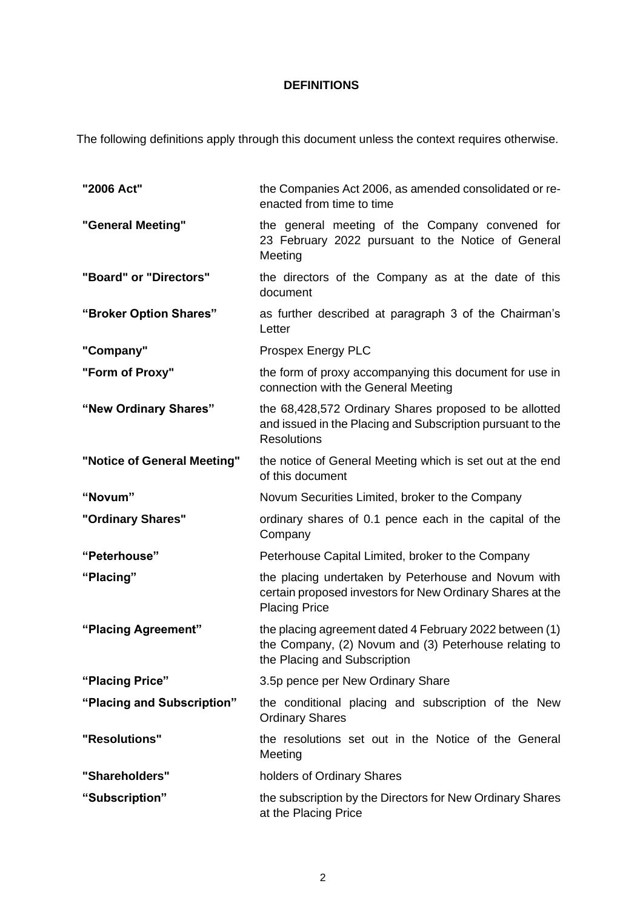# DEFINITIONS

The following definitions apply through this document unless the context requires otherwise.

| | |
|---|---|
| **"2006 Act"** | the Companies Act 2006, as amended consolidated or re-enacted from time to time |
| **"General Meeting"** | the general meeting of the Company convened for 23 February 2022 pursuant to the Notice of General Meeting |
| **"Board" or "Directors"** | the directors of the Company as at the date of this document |
| **"Broker Option Shares"** | as further described at paragraph 3 of the Chairman's Letter |
| **"Company"** | Prospex Energy PLC |
| **"Form of Proxy"** | the form of proxy accompanying this document for use in connection with the General Meeting |
| **"New Ordinary Shares"** | the 68,428,572 Ordinary Shares proposed to be allotted and issued in the Placing and Subscription pursuant to the Resolutions |
| **"Notice of General Meeting"** | the notice of General Meeting which is set out at the end of this document |
| **"Novum"** | Novum Securities Limited, broker to the Company |
| **"Ordinary Shares"** | ordinary shares of 0.1 pence each in the capital of the Company |
| **"Peterhouse"** | Peterhouse Capital Limited, broker to the Company |
| **"Placing"** | the placing undertaken by Peterhouse and Novum with certain proposed investors for New Ordinary Shares at the Placing Price |
| **"Placing Agreement"** | the placing agreement dated 4 February 2022 between (1) the Company, (2) Novum and (3) Peterhouse relating to the Placing and Subscription |
| **"Placing Price"** | 3.5p pence per New Ordinary Share |
| **"Placing and Subscription"** | the conditional placing and subscription of the New Ordinary Shares |
| **"Resolutions"** | the resolutions set out in the Notice of the General Meeting |
| **"Shareholders"** | holders of Ordinary Shares |
| **"Subscription"** | the subscription by the Directors for New Ordinary Shares at the Placing Price |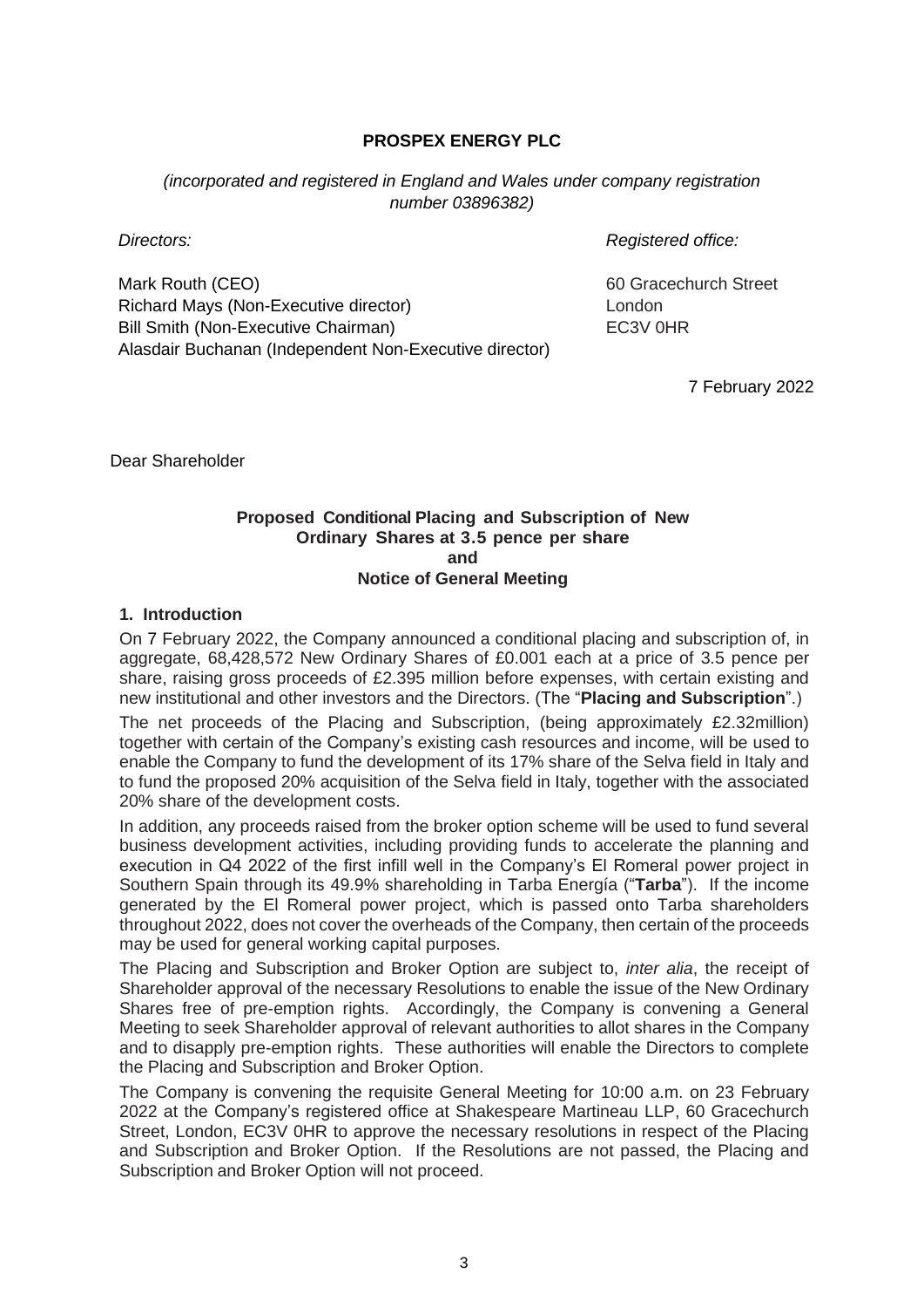**PROSPEX ENERGY PLC**

*(incorporated and registered in England and Wales under company registration number 03896382)*

*Directors:*

Mark Routh (CEO)
Richard Mays (Non-Executive director)
Bill Smith (Non-Executive Chairman)
Alasdair Buchanan (Independent Non-Executive director)

*Registered office:*

60 Gracechurch Street
London
EC3V 0HR

7 February 2022

Dear Shareholder

**Proposed Conditional Placing and Subscription of New Ordinary Shares at 3.5 pence per share and Notice of General Meeting**

## 1. Introduction

On 7 February 2022, the Company announced a conditional placing and subscription of, in aggregate, 68,428,572 New Ordinary Shares of £0.001 each at a price of 3.5 pence per share, raising gross proceeds of £2.395 million before expenses, with certain existing and new institutional and other investors and the Directors. (The "**Placing and Subscription**".)

The net proceeds of the Placing and Subscription, (being approximately £2.32million) together with certain of the Company's existing cash resources and income, will be used to enable the Company to fund the development of its 17% share of the Selva field in Italy and to fund the proposed 20% acquisition of the Selva field in Italy, together with the associated 20% share of the development costs.

In addition, any proceeds raised from the broker option scheme will be used to fund several business development activities, including providing funds to accelerate the planning and execution in Q4 2022 of the first infill well in the Company's El Romeral power project in Southern Spain through its 49.9% shareholding in Tarba Energía ("**Tarba**"). If the income generated by the El Romeral power project, which is passed onto Tarba shareholders throughout 2022, does not cover the overheads of the Company, then certain of the proceeds may be used for general working capital purposes.

The Placing and Subscription and Broker Option are subject to, *inter alia*, the receipt of Shareholder approval of the necessary Resolutions to enable the issue of the New Ordinary Shares free of pre-emption rights. Accordingly, the Company is convening a General Meeting to seek Shareholder approval of relevant authorities to allot shares in the Company and to disapply pre-emption rights. These authorities will enable the Directors to complete the Placing and Subscription and Broker Option.

The Company is convening the requisite General Meeting for 10:00 a.m. on 23 February 2022 at the Company's registered office at Shakespeare Martineau LLP, 60 Gracechurch Street, London, EC3V 0HR to approve the necessary resolutions in respect of the Placing and Subscription and Broker Option. If the Resolutions are not passed, the Placing and Subscription and Broker Option will not proceed.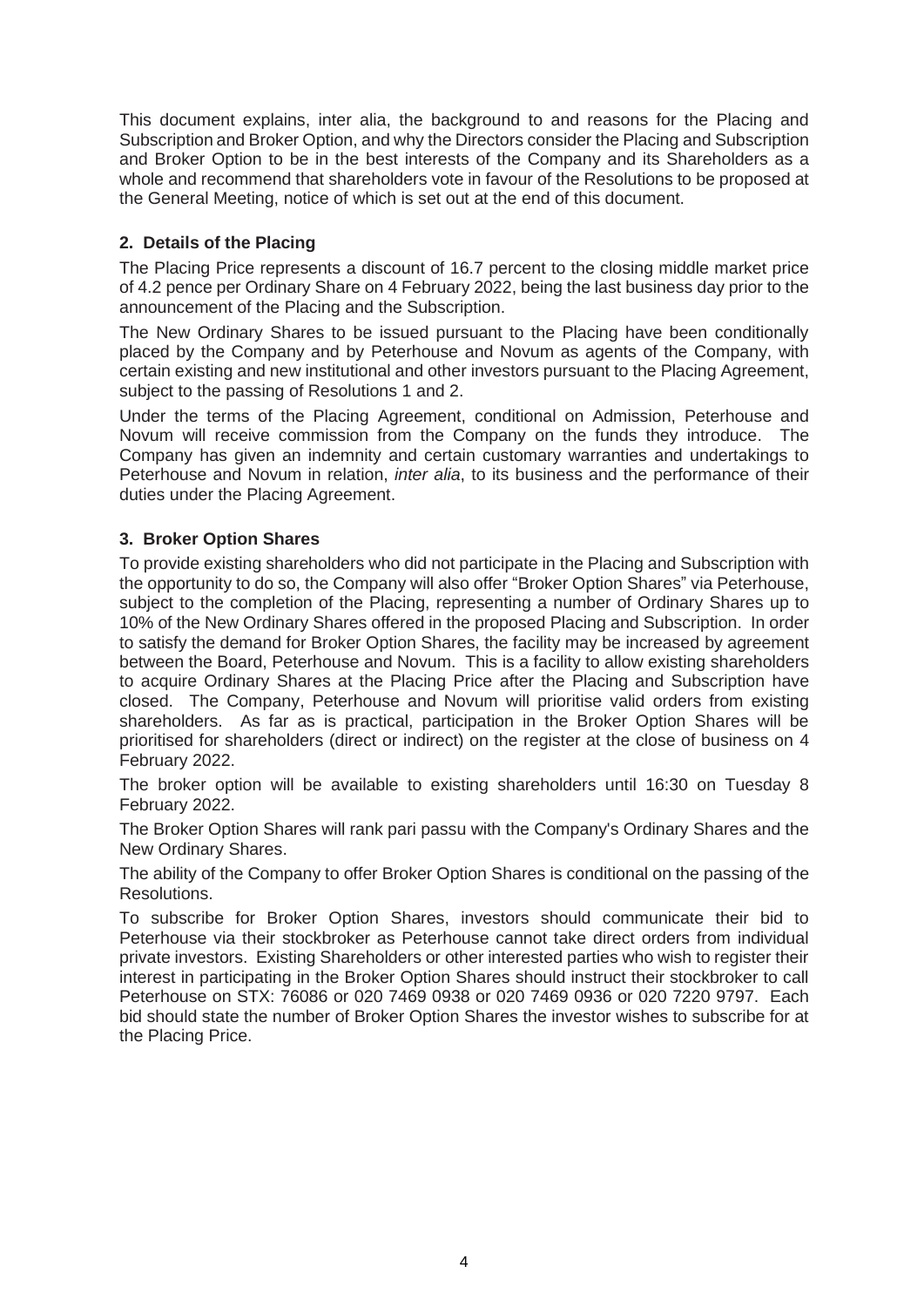This document explains, inter alia, the background to and reasons for the Placing and Subscription and Broker Option, and why the Directors consider the Placing and Subscription and Broker Option to be in the best interests of the Company and its Shareholders as a whole and recommend that shareholders vote in favour of the Resolutions to be proposed at the General Meeting, notice of which is set out at the end of this document.

## 2. Details of the Placing

The Placing Price represents a discount of 16.7 percent to the closing middle market price of 4.2 pence per Ordinary Share on 4 February 2022, being the last business day prior to the announcement of the Placing and the Subscription.

The New Ordinary Shares to be issued pursuant to the Placing have been conditionally placed by the Company and by Peterhouse and Novum as agents of the Company, with certain existing and new institutional and other investors pursuant to the Placing Agreement, subject to the passing of Resolutions 1 and 2.

Under the terms of the Placing Agreement, conditional on Admission, Peterhouse and Novum will receive commission from the Company on the funds they introduce. The Company has given an indemnity and certain customary warranties and undertakings to Peterhouse and Novum in relation, *inter alia*, to its business and the performance of their duties under the Placing Agreement.

## 3. Broker Option Shares

To provide existing shareholders who did not participate in the Placing and Subscription with the opportunity to do so, the Company will also offer "Broker Option Shares" via Peterhouse, subject to the completion of the Placing, representing a number of Ordinary Shares up to 10% of the New Ordinary Shares offered in the proposed Placing and Subscription. In order to satisfy the demand for Broker Option Shares, the facility may be increased by agreement between the Board, Peterhouse and Novum. This is a facility to allow existing shareholders to acquire Ordinary Shares at the Placing Price after the Placing and Subscription have closed. The Company, Peterhouse and Novum will prioritise valid orders from existing shareholders. As far as is practical, participation in the Broker Option Shares will be prioritised for shareholders (direct or indirect) on the register at the close of business on 4 February 2022.

The broker option will be available to existing shareholders until 16:30 on Tuesday 8 February 2022.

The Broker Option Shares will rank pari passu with the Company's Ordinary Shares and the New Ordinary Shares.

The ability of the Company to offer Broker Option Shares is conditional on the passing of the Resolutions.

To subscribe for Broker Option Shares, investors should communicate their bid to Peterhouse via their stockbroker as Peterhouse cannot take direct orders from individual private investors. Existing Shareholders or other interested parties who wish to register their interest in participating in the Broker Option Shares should instruct their stockbroker to call Peterhouse on STX: 76086 or 020 7469 0938 or 020 7469 0936 or 020 7220 9797. Each bid should state the number of Broker Option Shares the investor wishes to subscribe for at the Placing Price.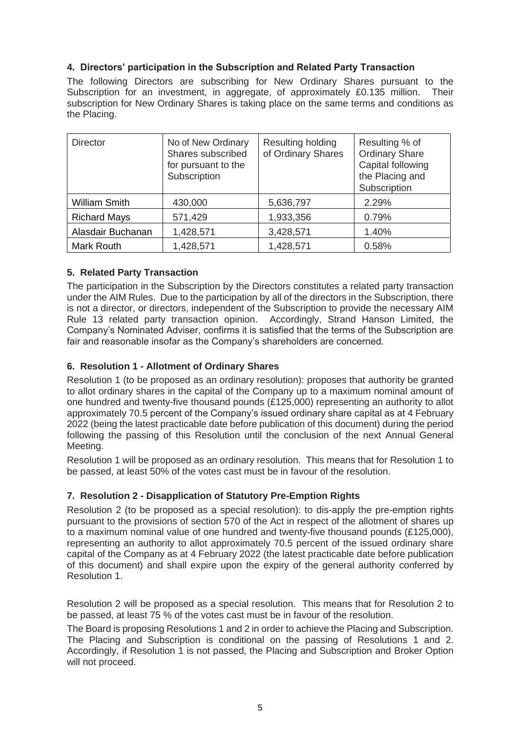### 4. Directors' participation in the Subscription and Related Party Transaction

The following Directors are subscribing for New Ordinary Shares pursuant to the Subscription for an investment, in aggregate, of approximately £0.135 million. Their subscription for New Ordinary Shares is taking place on the same terms and conditions as the Placing.

| Director | No of New Ordinary Shares subscribed for pursuant to the Subscription | Resulting holding of Ordinary Shares | Resulting % of Ordinary Share Capital following the Placing and Subscription |
|---|---|---|---|
| William Smith | 430,000 | 5,636,797 | 2.29% |
| Richard Mays | 571,429 | 1,933,356 | 0.79% |
| Alasdair Buchanan | 1,428,571 | 3,428,571 | 1.40% |
| Mark Routh | 1,428,571 | 1,428,571 | 0.58% |

### 5. Related Party Transaction

The participation in the Subscription by the Directors constitutes a related party transaction under the AIM Rules. Due to the participation by all of the directors in the Subscription, there is not a director, or directors, independent of the Subscription to provide the necessary AIM Rule 13 related party transaction opinion. Accordingly, Strand Hanson Limited, the Company's Nominated Adviser, confirms it is satisfied that the terms of the Subscription are fair and reasonable insofar as the Company's shareholders are concerned.

### 6. Resolution 1 - Allotment of Ordinary Shares

Resolution 1 (to be proposed as an ordinary resolution): proposes that authority be granted to allot ordinary shares in the capital of the Company up to a maximum nominal amount of one hundred and twenty-five thousand pounds (£125,000) representing an authority to allot approximately 70.5 percent of the Company's issued ordinary share capital as at 4 February 2022 (being the latest practicable date before publication of this document) during the period following the passing of this Resolution until the conclusion of the next Annual General Meeting.

Resolution 1 will be proposed as an ordinary resolution. This means that for Resolution 1 to be passed, at least 50% of the votes cast must be in favour of the resolution.

### 7. Resolution 2 - Disapplication of Statutory Pre-Emption Rights

Resolution 2 (to be proposed as a special resolution): to dis-apply the pre-emption rights pursuant to the provisions of section 570 of the Act in respect of the allotment of shares up to a maximum nominal value of one hundred and twenty-five thousand pounds (£125,000), representing an authority to allot approximately 70.5 percent of the issued ordinary share capital of the Company as at 4 February 2022 (the latest practicable date before publication of this document) and shall expire upon the expiry of the general authority conferred by Resolution 1.

Resolution 2 will be proposed as a special resolution. This means that for Resolution 2 to be passed, at least 75 % of the votes cast must be in favour of the resolution.

The Board is proposing Resolutions 1 and 2 in order to achieve the Placing and Subscription. The Placing and Subscription is conditional on the passing of Resolutions 1 and 2. Accordingly, if Resolution 1 is not passed, the Placing and Subscription and Broker Option will not proceed.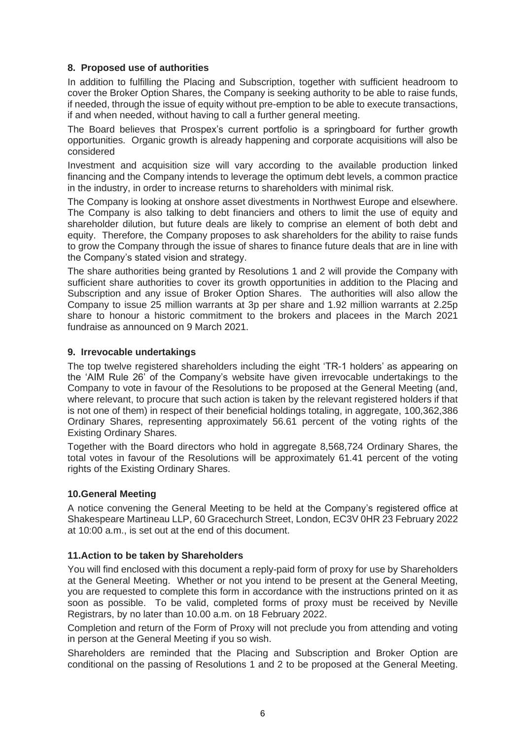## 8. Proposed use of authorities

In addition to fulfilling the Placing and Subscription, together with sufficient headroom to cover the Broker Option Shares, the Company is seeking authority to be able to raise funds, if needed, through the issue of equity without pre-emption to be able to execute transactions, if and when needed, without having to call a further general meeting.

The Board believes that Prospex's current portfolio is a springboard for further growth opportunities. Organic growth is already happening and corporate acquisitions will also be considered

Investment and acquisition size will vary according to the available production linked financing and the Company intends to leverage the optimum debt levels, a common practice in the industry, in order to increase returns to shareholders with minimal risk.

The Company is looking at onshore asset divestments in Northwest Europe and elsewhere. The Company is also talking to debt financiers and others to limit the use of equity and shareholder dilution, but future deals are likely to comprise an element of both debt and equity. Therefore, the Company proposes to ask shareholders for the ability to raise funds to grow the Company through the issue of shares to finance future deals that are in line with the Company's stated vision and strategy.

The share authorities being granted by Resolutions 1 and 2 will provide the Company with sufficient share authorities to cover its growth opportunities in addition to the Placing and Subscription and any issue of Broker Option Shares. The authorities will also allow the Company to issue 25 million warrants at 3p per share and 1.92 million warrants at 2.25p share to honour a historic commitment to the brokers and placees in the March 2021 fundraise as announced on 9 March 2021.

## 9. Irrevocable undertakings

The top twelve registered shareholders including the eight 'TR-1 holders' as appearing on the 'AIM Rule 26' of the Company's website have given irrevocable undertakings to the Company to vote in favour of the Resolutions to be proposed at the General Meeting (and, where relevant, to procure that such action is taken by the relevant registered holders if that is not one of them) in respect of their beneficial holdings totaling, in aggregate, 100,362,386 Ordinary Shares, representing approximately 56.61 percent of the voting rights of the Existing Ordinary Shares.

Together with the Board directors who hold in aggregate 8,568,724 Ordinary Shares, the total votes in favour of the Resolutions will be approximately 61.41 percent of the voting rights of the Existing Ordinary Shares.

## 10. General Meeting

A notice convening the General Meeting to be held at the Company's registered office at Shakespeare Martineau LLP, 60 Gracechurch Street, London, EC3V 0HR 23 February 2022 at 10:00 a.m., is set out at the end of this document.

## 11. Action to be taken by Shareholders

You will find enclosed with this document a reply-paid form of proxy for use by Shareholders at the General Meeting. Whether or not you intend to be present at the General Meeting, you are requested to complete this form in accordance with the instructions printed on it as soon as possible. To be valid, completed forms of proxy must be received by Neville Registrars, by no later than 10.00 a.m. on 18 February 2022.

Completion and return of the Form of Proxy will not preclude you from attending and voting in person at the General Meeting if you so wish.

Shareholders are reminded that the Placing and Subscription and Broker Option are conditional on the passing of Resolutions 1 and 2 to be proposed at the General Meeting.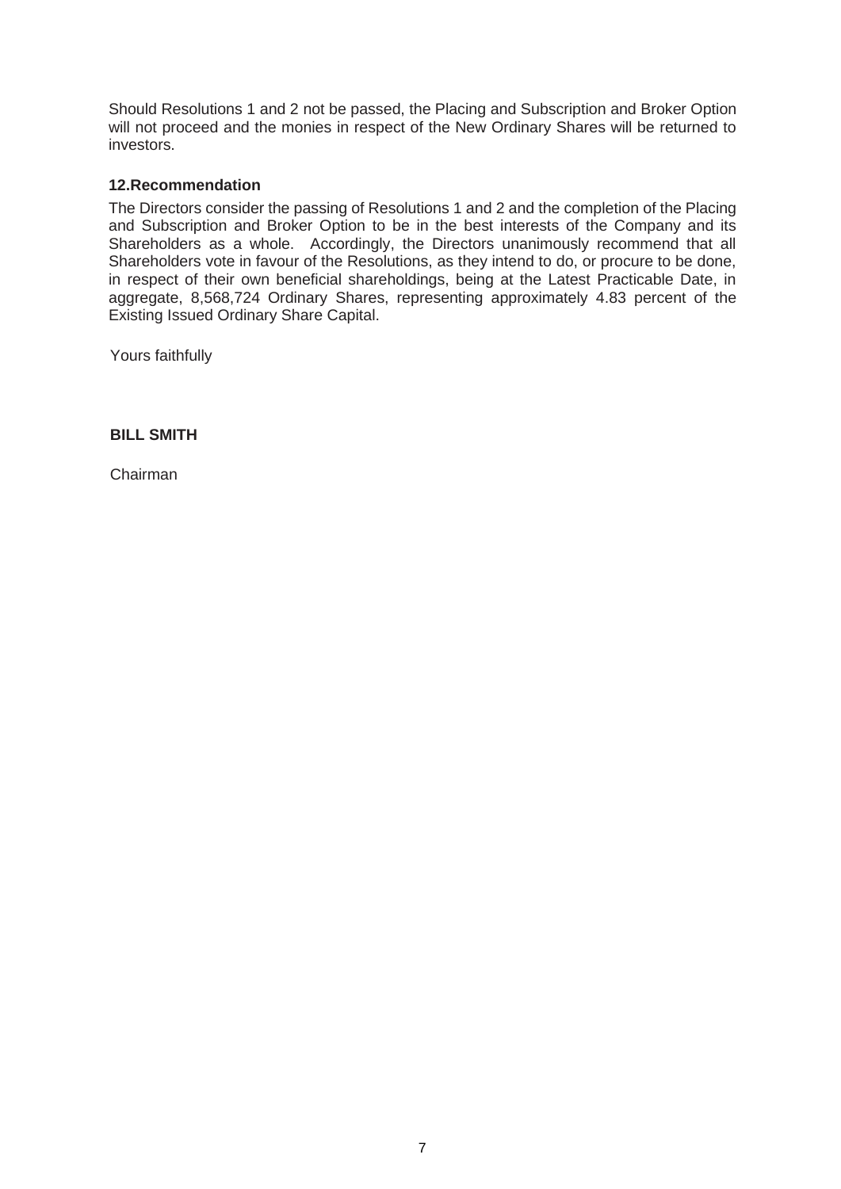Should Resolutions 1 and 2 not be passed, the Placing and Subscription and Broker Option will not proceed and the monies in respect of the New Ordinary Shares will be returned to investors.

## 12. Recommendation

The Directors consider the passing of Resolutions 1 and 2 and the completion of the Placing and Subscription and Broker Option to be in the best interests of the Company and its Shareholders as a whole. Accordingly, the Directors unanimously recommend that all Shareholders vote in favour of the Resolutions, as they intend to do, or procure to be done, in respect of their own beneficial shareholdings, being at the Latest Practicable Date, in aggregate, 8,568,724 Ordinary Shares, representing approximately 4.83 percent of the Existing Issued Ordinary Share Capital.

Yours faithfully

**BILL SMITH**

Chairman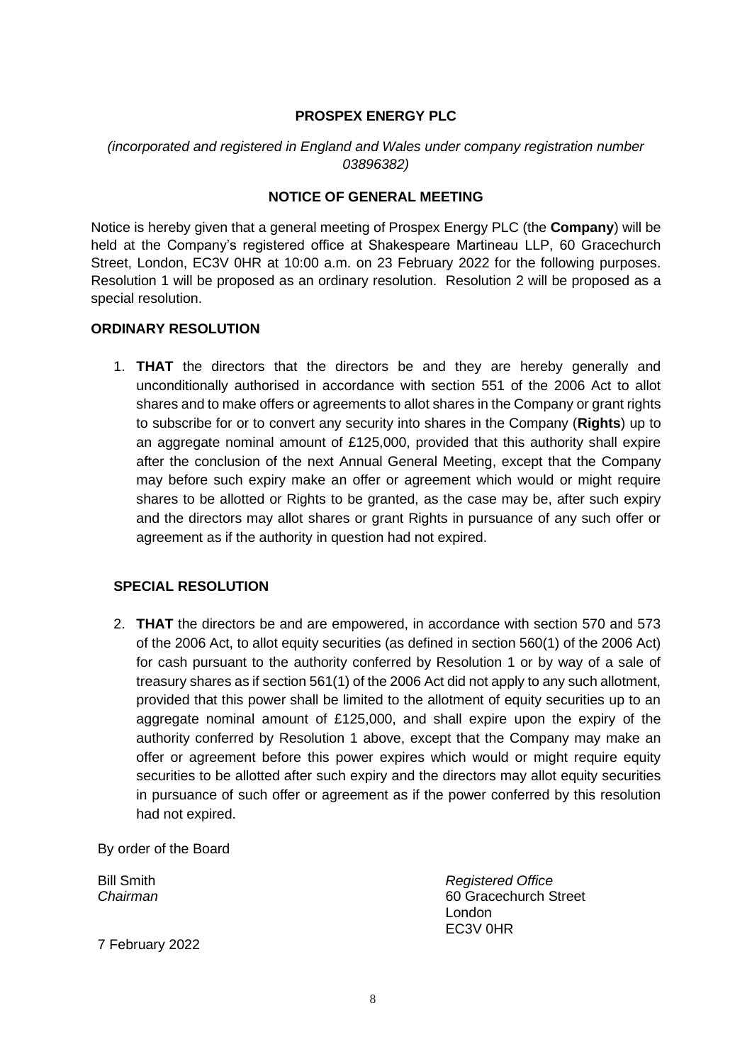**PROSPEX ENERGY PLC**

*(incorporated and registered in England and Wales under company registration number 03896382)*

**NOTICE OF GENERAL MEETING**

Notice is hereby given that a general meeting of Prospex Energy PLC (the **Company**) will be held at the Company's registered office at Shakespeare Martineau LLP, 60 Gracechurch Street, London, EC3V 0HR at 10:00 a.m. on 23 February 2022 for the following purposes. Resolution 1 will be proposed as an ordinary resolution. Resolution 2 will be proposed as a special resolution.

**ORDINARY RESOLUTION**

1. **THAT** the directors that the directors be and they are hereby generally and unconditionally authorised in accordance with section 551 of the 2006 Act to allot shares and to make offers or agreements to allot shares in the Company or grant rights to subscribe for or to convert any security into shares in the Company (**Rights**) up to an aggregate nominal amount of £125,000, provided that this authority shall expire after the conclusion of the next Annual General Meeting, except that the Company may before such expiry make an offer or agreement which would or might require shares to be allotted or Rights to be granted, as the case may be, after such expiry and the directors may allot shares or grant Rights in pursuance of any such offer or agreement as if the authority in question had not expired.

**SPECIAL RESOLUTION**

2. **THAT** the directors be and are empowered, in accordance with section 570 and 573 of the 2006 Act, to allot equity securities (as defined in section 560(1) of the 2006 Act) for cash pursuant to the authority conferred by Resolution 1 or by way of a sale of treasury shares as if section 561(1) of the 2006 Act did not apply to any such allotment, provided that this power shall be limited to the allotment of equity securities up to an aggregate nominal amount of £125,000, and shall expire upon the expiry of the authority conferred by Resolution 1 above, except that the Company may make an offer or agreement before this power expires which would or might require equity securities to be allotted after such expiry and the directors may allot equity securities in pursuance of such offer or agreement as if the power conferred by this resolution had not expired.

By order of the Board

Bill Smith
*Chairman*

*Registered Office*
60 Gracechurch Street
London
EC3V 0HR

7 February 2022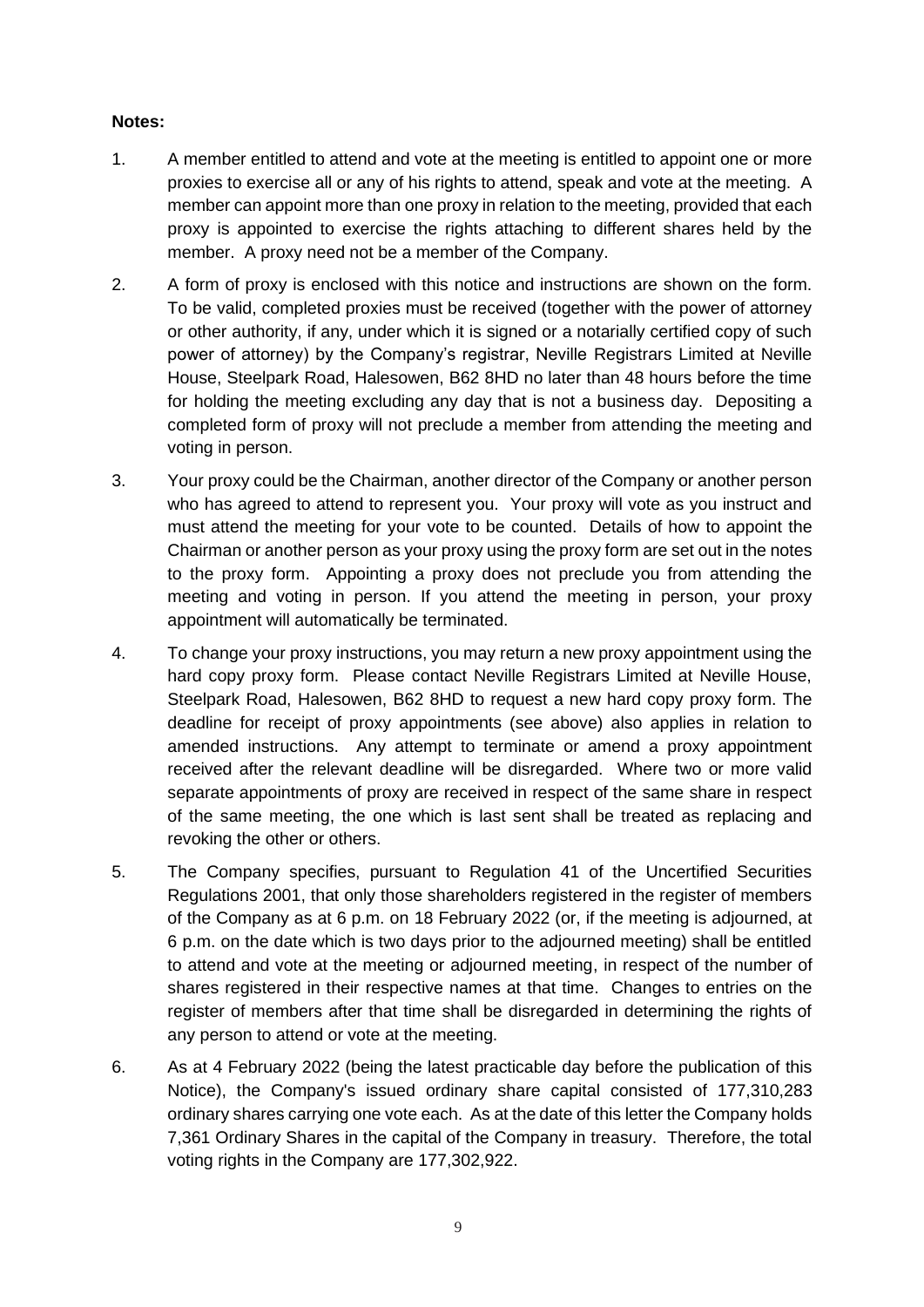**Notes:**

1. A member entitled to attend and vote at the meeting is entitled to appoint one or more proxies to exercise all or any of his rights to attend, speak and vote at the meeting. A member can appoint more than one proxy in relation to the meeting, provided that each proxy is appointed to exercise the rights attaching to different shares held by the member. A proxy need not be a member of the Company.

2. A form of proxy is enclosed with this notice and instructions are shown on the form. To be valid, completed proxies must be received (together with the power of attorney or other authority, if any, under which it is signed or a notarially certified copy of such power of attorney) by the Company's registrar, Neville Registrars Limited at Neville House, Steelpark Road, Halesowen, B62 8HD no later than 48 hours before the time for holding the meeting excluding any day that is not a business day. Depositing a completed form of proxy will not preclude a member from attending the meeting and voting in person.

3. Your proxy could be the Chairman, another director of the Company or another person who has agreed to attend to represent you. Your proxy will vote as you instruct and must attend the meeting for your vote to be counted. Details of how to appoint the Chairman or another person as your proxy using the proxy form are set out in the notes to the proxy form. Appointing a proxy does not preclude you from attending the meeting and voting in person. If you attend the meeting in person, your proxy appointment will automatically be terminated.

4. To change your proxy instructions, you may return a new proxy appointment using the hard copy proxy form. Please contact Neville Registrars Limited at Neville House, Steelpark Road, Halesowen, B62 8HD to request a new hard copy proxy form. The deadline for receipt of proxy appointments (see above) also applies in relation to amended instructions. Any attempt to terminate or amend a proxy appointment received after the relevant deadline will be disregarded. Where two or more valid separate appointments of proxy are received in respect of the same share in respect of the same meeting, the one which is last sent shall be treated as replacing and revoking the other or others.

5. The Company specifies, pursuant to Regulation 41 of the Uncertified Securities Regulations 2001, that only those shareholders registered in the register of members of the Company as at 6 p.m. on 18 February 2022 (or, if the meeting is adjourned, at 6 p.m. on the date which is two days prior to the adjourned meeting) shall be entitled to attend and vote at the meeting or adjourned meeting, in respect of the number of shares registered in their respective names at that time. Changes to entries on the register of members after that time shall be disregarded in determining the rights of any person to attend or vote at the meeting.

6. As at 4 February 2022 (being the latest practicable day before the publication of this Notice), the Company's issued ordinary share capital consisted of 177,310,283 ordinary shares carrying one vote each. As at the date of this letter the Company holds 7,361 Ordinary Shares in the capital of the Company in treasury. Therefore, the total voting rights in the Company are 177,302,922.